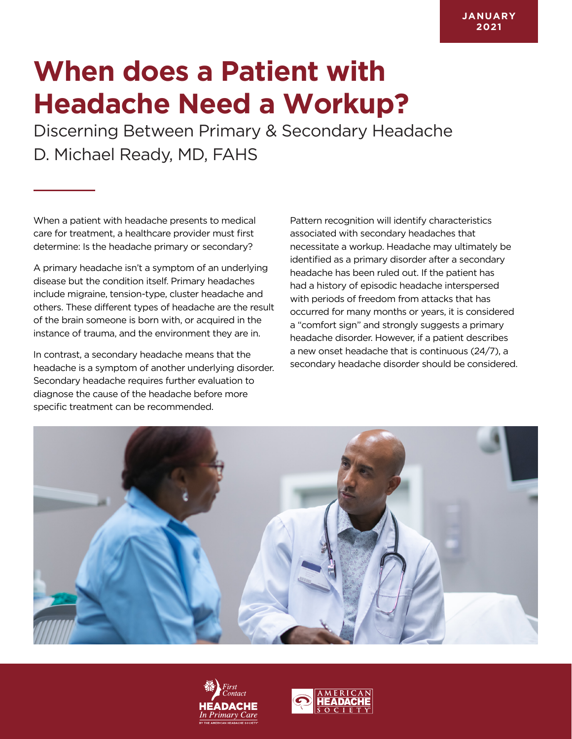JANUARY 2021

# When does a Patient with Headache Need a Workup?

## Discerning Between Primary & Secondary Headache

D. Michael Ready, MD, FAHS

When a patient with headache presents to medical care for treatment, a healthcare provider must first determine: Is the headache primary or secondary?

A primary headache isn't a symptom of an underlying disease but the condition itself. Primary headaches include migraine, tension-type, cluster headache and others. These different types of headache are the result of the brain someone is born with, or acquired in the instance of trauma, and the environment they are in.

In contrast, a secondary headache means that the headache is a symptom of another underlying disorder. Secondary headache requires further evaluation to diagnose the cause of the headache before more specific treatment can be recommended.

Pattern recognition will identify characteristics associated with secondary headaches that necessitate a workup. Headache may ultimately be identified as a primary disorder after a secondary headache has been ruled out. If the patient has had a history of episodic headache interspersed with periods of freedom from attacks that has occurred for many months or years, it is considered a "comfort sign" and strongly suggests a primary headache disorder. However, if a patient describes a new onset headache that is continuous (24/7), a secondary headache disorder should be considered.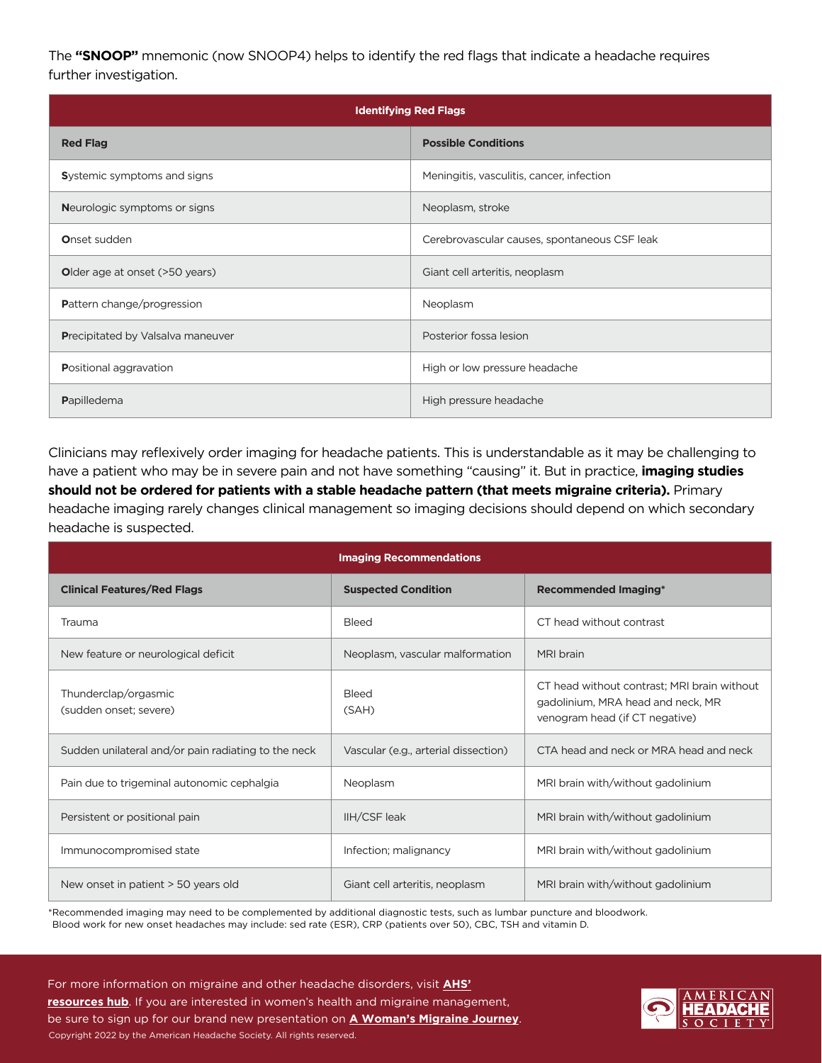The **"SNOOP"** mnemonic (now SNOOP4) helps to identify the red flags that indicate a headache requires further investigation.

| Identifying Red Flags | |
|---|---|
| **Red Flag** | **Possible Conditions** |
| **S**ystemic symptoms and signs | Meningitis, vasculitis, cancer, infection |
| **N**eurologic symptoms or signs | Neoplasm, stroke |
| **O**nset sudden | Cerebrovascular causes, spontaneous CSF leak |
| **O**lder age at onset (>50 years) | Giant cell arteritis, neoplasm |
| **P**attern change/progression | Neoplasm |
| **P**recipitated by Valsalva maneuver | Posterior fossa lesion |
| **P**ositional aggravation | High or low pressure headache |
| **P**apilledema | High pressure headache |

Clinicians may reflexively order imaging for headache patients. This is understandable as it may be challenging to have a patient who may be in severe pain and not have something "causing" it. But in practice, **imaging studies should not be ordered for patients with a stable headache pattern (that meets migraine criteria).** Primary headache imaging rarely changes clinical management so imaging decisions should depend on which secondary headache is suspected.

| Imaging Recommendations | | |
|---|---|---|
| **Clinical Features/Red Flags** | **Suspected Condition** | **Recommended Imaging*** |
| Trauma | Bleed | CT head without contrast |
| New feature or neurological deficit | Neoplasm, vascular malformation | MRI brain |
| Thunderclap/orgasmic (sudden onset; severe) | Bleed (SAH) | CT head without contrast; MRI brain without gadolinium, MRA head and neck, MR venogram head (if CT negative) |
| Sudden unilateral and/or pain radiating to the neck | Vascular (e.g., arterial dissection) | CTA head and neck or MRA head and neck |
| Pain due to trigeminal autonomic cephalgia | Neoplasm | MRI brain with/without gadolinium |
| Persistent or positional pain | IIH/CSF leak | MRI brain with/without gadolinium |
| Immunocompromised state | Infection; malignancy | MRI brain with/without gadolinium |
| New onset in patient > 50 years old | Giant cell arteritis, neoplasm | MRI brain with/without gadolinium |

*Recommended imaging may need to be complemented by additional diagnostic tests, such as lumbar puncture and bloodwork. Blood work for new onset headaches may include: sed rate (ESR), CRP (patients over 50), CBC, TSH and vitamin D.

For more information on migraine and other headache disorders, visit **AHS' resources hub**. If you are interested in women's health and migraine management, be sure to sign up for our brand new presentation on **A Woman's Migraine Journey**.

Copyright 2022 by the American Headache Society. All rights reserved.

AMERICAN HEADACHE SOCIETY